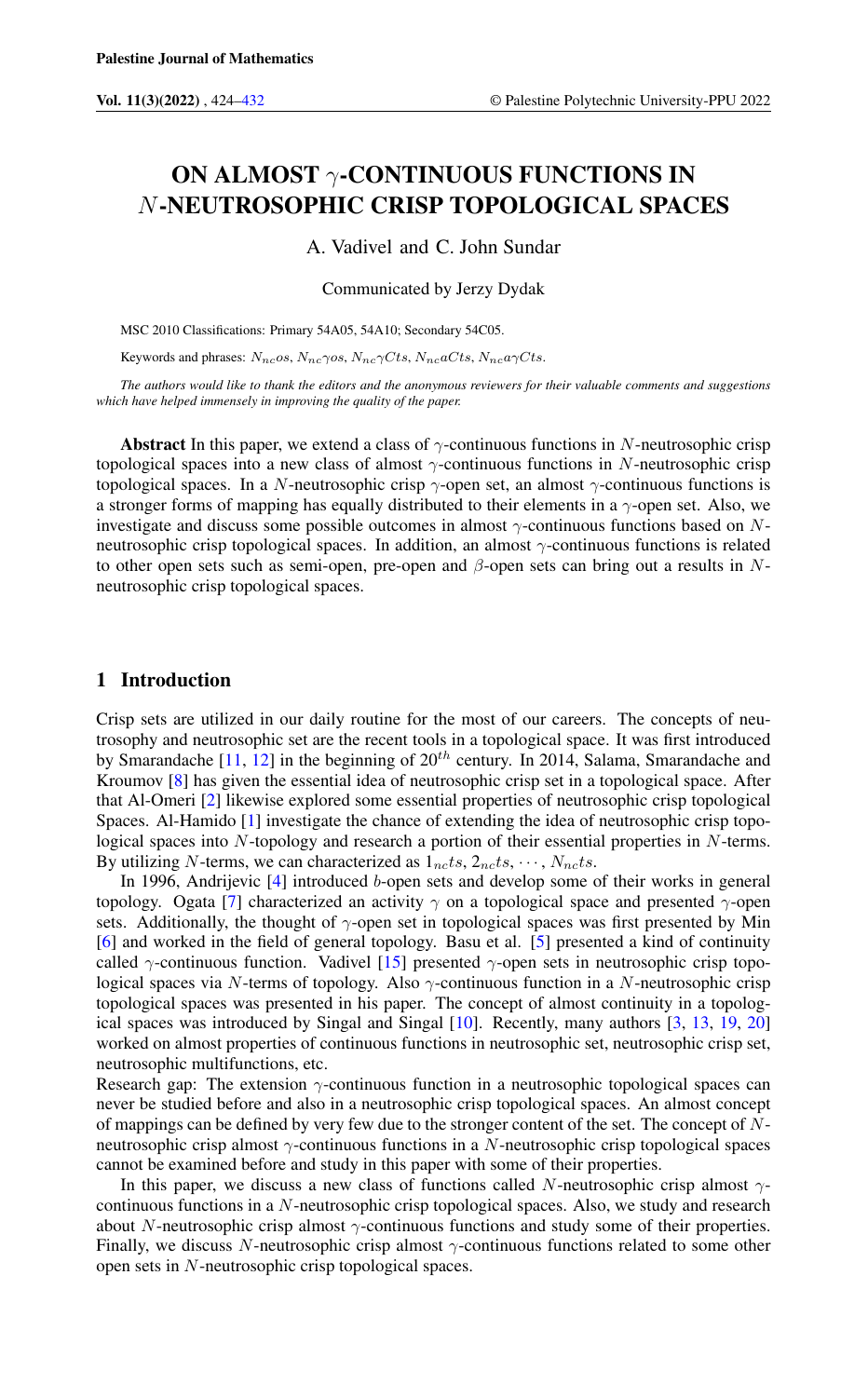# ON ALMOST $\gamma$-CONTINUOUS FUNCTIONS IN $N$-NEUTROSOPHIC CRISP TOPOLOGICAL SPACES

A. Vadivel and C. John Sundar

Communicated by Jerzy Dydak

MSC 2010 Classifications: Primary 54A05, 54A10; Secondary 54C05.

Keywords and phrases: $N_{nc}os$, $N_{nc}\gamma os$, $N_{nc}\gamma Cts$, $N_{nc}aCts$, $N_{nc}a\gamma Cts$.

*The authors would like to thank the editors and the anonymous reviewers for their valuable comments and suggestions which have helped immensely in improving the quality of the paper.*

**Abstract** In this paper, we extend a class of $\gamma$-continuous functions in $N$-neutrosophic crisp topological spaces into a new class of almost $\gamma$-continuous functions in $N$-neutrosophic crisp topological spaces. In a $N$-neutrosophic crisp $\gamma$-open set, an almost $\gamma$-continuous functions is a stronger forms of mapping has equally distributed to their elements in a $\gamma$-open set. Also, we investigate and discuss some possible outcomes in almost $\gamma$-continuous functions based on $N$-neutrosophic crisp topological spaces. In addition, an almost $\gamma$-continuous functions is related to other open sets such as semi-open, pre-open and $\beta$-open sets can bring out a results in $N$-neutrosophic crisp topological spaces.

## 1 Introduction

Crisp sets are utilized in our daily routine for the most of our careers. The concepts of neutrosophy and neutrosophic set are the recent tools in a topological space. It was first introduced by Smarandache [11, 12] in the beginning of $20^{th}$ century. In 2014, Salama, Smarandache and Kroumov [8] has given the essential idea of neutrosophic crisp set in a topological space. After that Al-Omeri [2] likewise explored some essential properties of neutrosophic crisp topological Spaces. Al-Hamido [1] investigate the chance of extending the idea of neutrosophic crisp topological spaces into $N$-topology and research a portion of their essential properties in $N$-terms. By utilizing $N$-terms, we can characterized as $1_{nc}ts$, $2_{nc}ts$, $\cdots$, $N_{nc}ts$.

In 1996, Andrijevic [4] introduced $b$-open sets and develop some of their works in general topology. Ogata [7] characterized an activity $\gamma$ on a topological space and presented $\gamma$-open sets. Additionally, the thought of $\gamma$-open set in topological spaces was first presented by Min [6] and worked in the field of general topology. Basu et al. [5] presented a kind of continuity called $\gamma$-continuous function. Vadivel [15] presented $\gamma$-open sets in neutrosophic crisp topological spaces via $N$-terms of topology. Also $\gamma$-continuous function in a $N$-neutrosophic crisp topological spaces was presented in his paper. The concept of almost continuity in a topological spaces was introduced by Singal and Singal [10]. Recently, many authors [3, 13, 19, 20] worked on almost properties of continuous functions in neutrosophic set, neutrosophic crisp set, neutrosophic multifunctions, etc.

Research gap: The extension $\gamma$-continuous function in a neutrosophic topological spaces can never be studied before and also in a neutrosophic crisp topological spaces. An almost concept of mappings can be defined by very few due to the stronger content of the set. The concept of $N$-neutrosophic crisp almost $\gamma$-continuous functions in a $N$-neutrosophic crisp topological spaces cannot be examined before and study in this paper with some of their properties.

In this paper, we discuss a new class of functions called $N$-neutrosophic crisp almost $\gamma$-continuous functions in a $N$-neutrosophic crisp topological spaces. Also, we study and research about $N$-neutrosophic crisp almost $\gamma$-continuous functions and study some of their properties. Finally, we discuss $N$-neutrosophic crisp almost $\gamma$-continuous functions related to some other open sets in $N$-neutrosophic crisp topological spaces.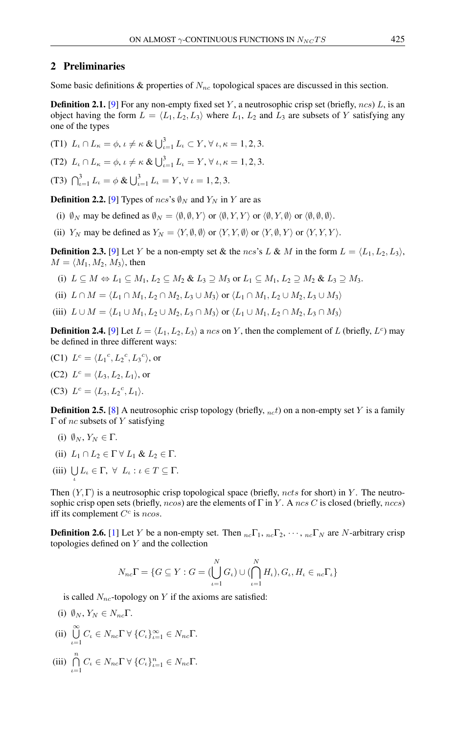## 2 Preliminaries

Some basic definitions & properties of $N_{nc}$ topological spaces are discussed in this section.

**Definition 2.1.** [9] For any non-empty fixed set $Y$, a neutrosophic crisp set (briefly, $ncs$) $L$, is an object having the form $L = \langle L_1, L_2, L_3 \rangle$ where $L_1$, $L_2$ and $L_3$ are subsets of $Y$ satisfying any one of the types

(T1) $L_\iota \cap L_\kappa = \phi$, $\iota \neq \kappa$ & $\bigcup_{\iota=1}^{3} L_\iota \subset Y$, $\forall\, \iota, \kappa = 1, 2, 3$.

(T2) $L_\iota \cap L_\kappa = \phi$, $\iota \neq \kappa$ & $\bigcup_{\iota=1}^{3} L_\iota = Y$, $\forall\, \iota, \kappa = 1, 2, 3$.

(T3) $\bigcap_{\iota=1}^{3} L_\iota = \phi$ & $\bigcup_{\iota=1}^{3} L_\iota = Y$, $\forall\, \iota = 1, 2, 3$.

**Definition 2.2.** [9] Types of $ncs$'s $\emptyset_N$ and $Y_N$ in $Y$ are as

(i) $\emptyset_N$ may be defined as $\emptyset_N = \langle \emptyset, \emptyset, Y \rangle$ or $\langle \emptyset, Y, Y \rangle$ or $\langle \emptyset, Y, \emptyset \rangle$ or $\langle \emptyset, \emptyset, \emptyset \rangle$.

(ii) $Y_N$ may be defined as $Y_N = \langle Y, \emptyset, \emptyset \rangle$ or $\langle Y, Y, \emptyset \rangle$ or $\langle Y, \emptyset, Y \rangle$ or $\langle Y, Y, Y \rangle$.

**Definition 2.3.** [9] Let $Y$ be a non-empty set & the $ncs$'s $L$ & $M$ in the form $L = \langle L_1, L_2, L_3 \rangle$, $M = \langle M_1, M_2, M_3 \rangle$, then

(i) $L \subseteq M \Leftrightarrow L_1 \subseteq M_1$, $L_2 \subseteq M_2$ & $L_3 \supseteq M_3$ or $L_1 \subseteq M_1$, $L_2 \supseteq M_2$ & $L_3 \supseteq M_3$.

(ii) $L \cap M = \langle L_1 \cap M_1, L_2 \cap M_2, L_3 \cup M_3 \rangle$ or $\langle L_1 \cap M_1, L_2 \cup M_2, L_3 \cup M_3 \rangle$

(iii) $L \cup M = \langle L_1 \cup M_1, L_2 \cup M_2, L_3 \cap M_3 \rangle$ or $\langle L_1 \cup M_1, L_2 \cap M_2, L_3 \cap M_3 \rangle$

**Definition 2.4.** [9] Let $L = \langle L_1, L_2, L_3 \rangle$ a $ncs$ on $Y$, then the complement of $L$ (briefly, $L^c$) may be defined in three different ways:

(C1) $L^c = \langle {L_1}^c, {L_2}^c, {L_3}^c \rangle$, or

(C2) $L^c = \langle L_3, L_2, L_1 \rangle$, or

(C3) $L^c = \langle L_3, {L_2}^c, L_1 \rangle$.

**Definition 2.5.** [8] A neutrosophic crisp topology (briefly, ${}_{nc}t$) on a non-empty set $Y$ is a family $\Gamma$ of $nc$ subsets of $Y$ satisfying

(i) $\emptyset_N, Y_N \in \Gamma$.

(ii) $L_1 \cap L_2 \in \Gamma \;\forall\; L_1$ & $L_2 \in \Gamma$.

(iii) $\bigcup_\iota L_\iota \in \Gamma,\ \forall\ L_\iota : \iota \in T \subseteq \Gamma$.

Then $(Y, \Gamma)$ is a neutrosophic crisp topological space (briefly, $ncts$ for short) in $Y$. The neutrosophic crisp open sets (briefly, $ncos$) are the elements of $\Gamma$ in $Y$. A $ncs$ $C$ is closed (briefly, $nccs$) iff its complement $C^c$ is $ncos$.

**Definition 2.6.** [1] Let $Y$ be a non-empty set. Then ${}_{nc}\Gamma_1, {}_{nc}\Gamma_2, \cdots, {}_{nc}\Gamma_N$ are $N$-arbitrary crisp topologies defined on $Y$ and the collection

$$N_{nc}\Gamma = \{G \subseteq Y : G = (\bigcup_{\iota=1}^{N} G_\iota) \cup (\bigcap_{\iota=1}^{N} H_\iota), G_\iota, H_\iota \in {}_{nc}\Gamma_\iota\}$$

is called $N_{nc}$-topology on $Y$ if the axioms are satisfied:

(i) $\emptyset_N, Y_N \in N_{nc}\Gamma$.

(ii) $\bigcup_{\iota=1}^{\infty} C_\iota \in N_{nc}\Gamma \;\forall\; \{C_\iota\}_{\iota=1}^{\infty} \in N_{nc}\Gamma$.

(iii) $\bigcap_{\iota=1}^{n} C_\iota \in N_{nc}\Gamma \;\forall\; \{C_\iota\}_{\iota=1}^{n} \in N_{nc}\Gamma$.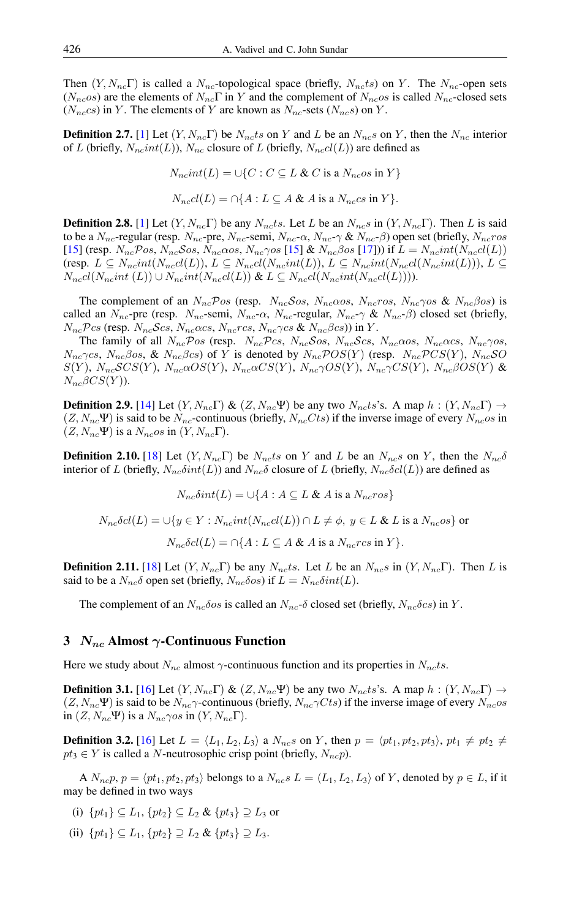Then $(Y, N_{nc}\Gamma)$ is called a $N_{nc}$-topological space (briefly, $N_{nc}ts$) on $Y$. The $N_{nc}$-open sets ($N_{nc}os$) are the elements of $N_{nc}\Gamma$ in $Y$ and the complement of $N_{nc}os$ is called $N_{nc}$-closed sets ($N_{nc}cs$) in $Y$. The elements of $Y$ are known as $N_{nc}$-sets ($N_{nc}s$) on $Y$.

**Definition 2.7.** [1] Let $(Y, N_{nc}\Gamma)$ be $N_{nc}ts$ on $Y$ and $L$ be an $N_{nc}s$ on $Y$, then the $N_{nc}$ interior of $L$ (briefly, $N_{nc}int(L)$), $N_{nc}$ closure of $L$ (briefly, $N_{nc}cl(L)$) are defined as

$$N_{nc}int(L) = \cup\{C : C \subseteq L \ \& \ C \text{ is a } N_{nc}os \text{ in } Y\}$$

$$N_{nc}cl(L) = \cap\{A : L \subseteq A \ \& \ A \text{ is a } N_{nc}cs \text{ in } Y\}.$$

**Definition 2.8.** [1] Let $(Y, N_{nc}\Gamma)$ be any $N_{nc}ts$. Let $L$ be an $N_{nc}s$ in $(Y, N_{nc}\Gamma)$. Then $L$ is said to be a $N_{nc}$-regular (resp. $N_{nc}$-pre, $N_{nc}$-semi, $N_{nc}$-$\alpha$, $N_{nc}$-$\gamma$ & $N_{nc}$-$\beta$) open set (briefly, $N_{nc}ros$ [15] (resp. $N_{nc}\mathcal{P}os$, $N_{nc}\mathcal{S}os$, $N_{nc}\alpha os$, $N_{nc}\gamma os$ [15] & $N_{nc}\beta os$ [17])) if $L = N_{nc}int(N_{nc}cl(L))$ (resp. $L \subseteq N_{nc}int(N_{nc}cl(L))$, $L \subseteq N_{nc}cl(N_{nc}int(L))$, $L \subseteq N_{nc}int(N_{nc}cl(N_{nc}int(L)))$, $L \subseteq N_{nc}cl(N_{nc}int\ (L)) \cup N_{nc}int(N_{nc}cl(L))$ & $L \subseteq N_{nc}cl(N_{nc}int(N_{nc}cl(L)))$).

The complement of an $N_{nc}\mathcal{P}os$ (resp. $N_{nc}\mathcal{S}os$, $N_{nc}\alpha os$, $N_{nc}ros$, $N_{nc}\gamma os$ & $N_{nc}\beta os$) is called an $N_{nc}$-pre (resp. $N_{nc}$-semi, $N_{nc}$-$\alpha$, $N_{nc}$-regular, $N_{nc}$-$\gamma$ & $N_{nc}$-$\beta$) closed set (briefly, $N_{nc}\mathcal{P}cs$ (resp. $N_{nc}\mathcal{S}cs$, $N_{nc}\alpha cs$, $N_{nc}rcs$, $N_{nc}\gamma cs$ & $N_{nc}\beta cs$)) in $Y$.

The family of all $N_{nc}\mathcal{P}os$ (resp. $N_{nc}\mathcal{P}cs$, $N_{nc}\mathcal{S}os$, $N_{nc}\mathcal{S}cs$, $N_{nc}\alpha os$, $N_{nc}\alpha cs$, $N_{nc}\gamma os$, $N_{nc}\gamma cs$, $N_{nc}\beta os$, & $N_{nc}\beta cs$) of $Y$ is denoted by $N_{nc}\mathcal{P}OS(Y)$ (resp. $N_{nc}\mathcal{P}CS(Y)$, $N_{nc}\mathcal{S}O S(Y)$, $N_{nc}\mathcal{S}CS(Y)$, $N_{nc}\alpha OS(Y)$, $N_{nc}\alpha CS(Y)$, $N_{nc}\gamma OS(Y)$, $N_{nc}\gamma CS(Y)$, $N_{nc}\beta OS(Y)$ & $N_{nc}\beta CS(Y)$).

**Definition 2.9.** [14] Let $(Y, N_{nc}\Gamma)$ & $(Z, N_{nc}\Psi)$ be any two $N_{nc}ts$'s. A map $h : (Y, N_{nc}\Gamma) \to (Z, N_{nc}\Psi)$ is said to be $N_{nc}$-continuous (briefly, $N_{nc}Cts$) if the inverse image of every $N_{nc}os$ in $(Z, N_{nc}\Psi)$ is a $N_{nc}os$ in $(Y, N_{nc}\Gamma)$.

**Definition 2.10.** [18] Let $(Y, N_{nc}\Gamma)$ be $N_{nc}ts$ on $Y$ and $L$ be an $N_{nc}s$ on $Y$, then the $N_{nc}\delta$ interior of $L$ (briefly, $N_{nc}\delta int(L)$) and $N_{nc}\delta$ closure of $L$ (briefly, $N_{nc}\delta cl(L)$) are defined as

$$N_{nc}\delta int(L) = \cup\{A : A \subseteq L \ \& \ A \text{ is a } N_{nc}ros\}$$

$$N_{nc}\delta cl(L) = \cup\{y \in Y : N_{nc}int(N_{nc}cl(L)) \cap L \neq \phi,\ y \in L \ \& \ L \text{ is a } N_{nc}os\} \text{ or}$$

$$N_{nc}\delta cl(L) = \cap\{A : L \subseteq A \ \& \ A \text{ is a } N_{nc}rcs \text{ in } Y\}.$$

**Definition 2.11.** [18] Let $(Y, N_{nc}\Gamma)$ be any $N_{nc}ts$. Let $L$ be an $N_{nc}s$ in $(Y, N_{nc}\Gamma)$. Then $L$ is said to be a $N_{nc}\delta$ open set (briefly, $N_{nc}\delta os$) if $L = N_{nc}\delta int(L)$.

The complement of an $N_{nc}\delta os$ is called an $N_{nc}$-$\delta$ closed set (briefly, $N_{nc}\delta cs$) in $Y$.

## 3 $N_{nc}$ Almost $\gamma$-Continuous Function

Here we study about $N_{nc}$ almost $\gamma$-continuous function and its properties in $N_{nc}ts$.

**Definition 3.1.** [16] Let $(Y, N_{nc}\Gamma)$ & $(Z, N_{nc}\Psi)$ be any two $N_{nc}ts$'s. A map $h : (Y, N_{nc}\Gamma) \to (Z, N_{nc}\Psi)$ is said to be $N_{nc}\gamma$-continuous (briefly, $N_{nc}\gamma Cts$) if the inverse image of every $N_{nc}os$ in $(Z, N_{nc}\Psi)$ is a $N_{nc}\gamma os$ in $(Y, N_{nc}\Gamma)$.

**Definition 3.2.** [16] Let $L = \langle L_1, L_2, L_3\rangle$ a $N_{nc}s$ on $Y$, then $p = \langle pt_1, pt_2, pt_3\rangle$, $pt_1 \neq pt_2 \neq pt_3 \in Y$ is called a $N$-neutrosophic crisp point (briefly, $N_{nc}p$).

A $N_{nc}p$, $p = \langle pt_1, pt_2, pt_3\rangle$ belongs to a $N_{nc}s$ $L = \langle L_1, L_2, L_3\rangle$ of $Y$, denoted by $p \in L$, if it may be defined in two ways

(i) $\{pt_1\} \subseteq L_1$, $\{pt_2\} \subseteq L_2$ & $\{pt_3\} \supseteq L_3$ or

(ii) $\{pt_1\} \subseteq L_1$, $\{pt_2\} \supseteq L_2$ & $\{pt_3\} \supseteq L_3$.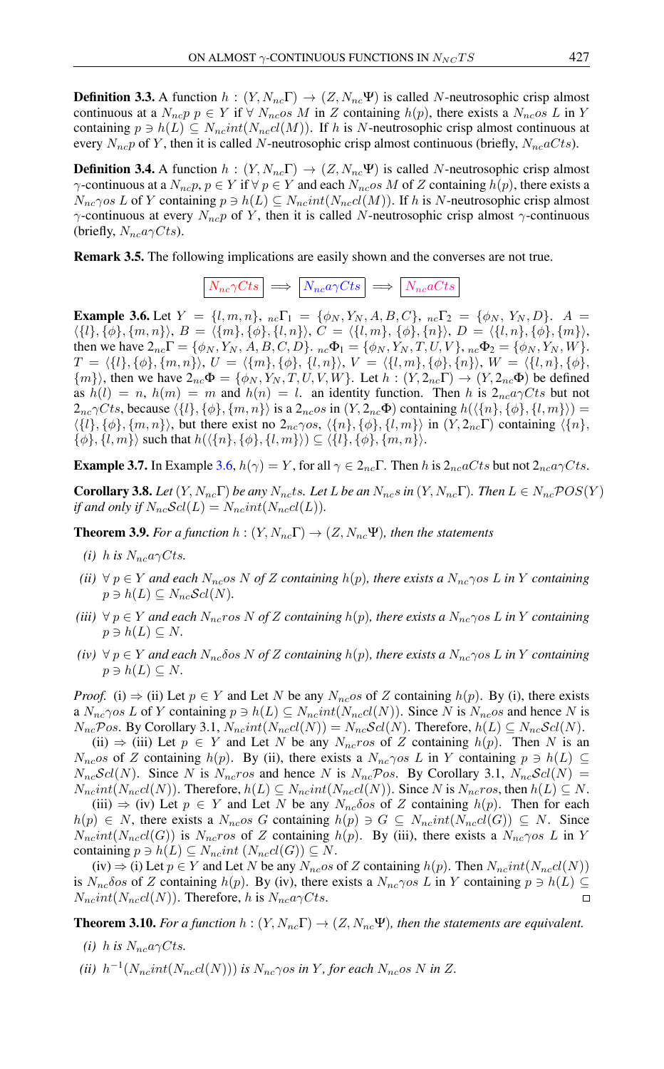**Definition 3.3.** A function $h : (Y, N_{nc}\Gamma) \to (Z, N_{nc}\Psi)$ is called $N$-neutrosophic crisp almost continuous at a $N_{nc}p$ $p \in Y$ if $\forall$ $N_{nc}os$ $M$ in $Z$ containing $h(p)$, there exists a $N_{nc}os$ $L$ in $Y$ containing $p \ni h(L) \subseteq N_{nc}int(N_{nc}cl(M))$. If $h$ is $N$-neutrosophic crisp almost continuous at every $N_{nc}p$ of $Y$, then it is called $N$-neutrosophic crisp almost continuous (briefly, $N_{nc}aCts$).

**Definition 3.4.** A function $h : (Y, N_{nc}\Gamma) \to (Z, N_{nc}\Psi)$ is called $N$-neutrosophic crisp almost $\gamma$-continuous at a $N_{nc}p$, $p \in Y$ if $\forall$ $p \in Y$ and each $N_{nc}os$ $M$ of $Z$ containing $h(p)$, there exists a $N_{nc}\gamma os$ $L$ of $Y$ containing $p \ni h(L) \subseteq N_{nc}int(N_{nc}cl(M))$. If $h$ is $N$-neutrosophic crisp almost $\gamma$-continuous at every $N_{nc}p$ of $Y$, then it is called $N$-neutrosophic crisp almost $\gamma$-continuous (briefly, $N_{nc}a\gamma Cts$).

**Remark 3.5.** The following implications are easily shown and the converses are not true.

$$\boxed{N_{nc}\gamma Cts} \implies \boxed{N_{nc}a\gamma Cts} \implies \boxed{N_{nc}aCts}$$

**Example 3.6.** Let $Y = \{l, m, n\}$, ${}_{nc}\Gamma_1 = \{\phi_N, Y_N, A, B, C\}$, ${}_{nc}\Gamma_2 = \{\phi_N, Y_N, D\}$. $A = \langle\{l\}, \{\phi\}, \{m, n\}\rangle$, $B = \langle\{m\}, \{\phi\}, \{l, n\}\rangle$, $C = \langle\{l, m\}, \{\phi\}, \{n\}\rangle$, $D = \langle\{l, n\}, \{\phi\}, \{m\}\rangle$, then we have $2_{nc}\Gamma = \{\phi_N, Y_N, A, B, C, D\}$. ${}_{nc}\Phi_1 = \{\phi_N, Y_N, T, U, V\}$, ${}_{nc}\Phi_2 = \{\phi_N, Y_N, W\}$. $T = \langle\{l\}, \{\phi\}, \{m, n\}\rangle$, $U = \langle\{m\}, \{\phi\}, \{l, n\}\rangle$, $V = \langle\{l, m\}, \{\phi\}, \{n\}\rangle$, $W = \langle\{l, n\}, \{\phi\}, \{m\}\rangle$, then we have $2_{nc}\Phi = \{\phi_N, Y_N, T, U, V, W\}$. Let $h : (Y, 2_{nc}\Gamma) \to (Y, 2_{nc}\Phi)$ be defined as $h(l) = n$, $h(m) = m$ and $h(n) = l$. an identity function. Then $h$ is $2_{nc}a\gamma Cts$ but not $2_{nc}\gamma Cts$, because $\langle\{l\}, \{\phi\}, \{m, n\}\rangle$ is a $2_{nc}os$ in $(Y, 2_{nc}\Phi)$ containing $h(\langle\{n\}, \{\phi\}, \{l, m\}\rangle) = \langle\{l\}, \{\phi\}, \{m, n\}\rangle$, but there exist no $2_{nc}\gamma os$, $\langle\{n\}, \{\phi\}, \{l, m\}\rangle$ in $(Y, 2_{nc}\Gamma)$ containing $\langle\{n\}, \{\phi\}, \{l, m\}\rangle$ such that $h(\langle\{n\}, \{\phi\}, \{l, m\}\rangle) \subseteq \langle\{l\}, \{\phi\}, \{m, n\}\rangle$.

**Example 3.7.** In Example 3.6, $h(\gamma) = Y$, for all $\gamma \in 2_{nc}\Gamma$. Then $h$ is $2_{nc}aCts$ but not $2_{nc}a\gamma Cts$.

**Corollary 3.8.** *Let $(Y, N_{nc}\Gamma)$ be any $N_{nc}ts$. Let $L$ be an $N_{nc}s$ in $(Y, N_{nc}\Gamma)$. Then $L \in N_{nc}\mathcal{P}OS(Y)$ if and only if $N_{nc}\mathcal{S}cl(L) = N_{nc}int(N_{nc}cl(L))$.*

**Theorem 3.9.** *For a function $h : (Y, N_{nc}\Gamma) \to (Z, N_{nc}\Psi)$, then the statements*

*(i) $h$ is $N_{nc}a\gamma Cts$.*

*(ii) $\forall$ $p \in Y$ and each $N_{nc}os$ $N$ of $Z$ containing $h(p)$, there exists a $N_{nc}\gamma os$ $L$ in $Y$ containing $p \ni h(L) \subseteq N_{nc}\mathcal{S}cl(N)$.*

*(iii) $\forall$ $p \in Y$ and each $N_{nc}ros$ $N$ of $Z$ containing $h(p)$, there exists a $N_{nc}\gamma os$ $L$ in $Y$ containing $p \ni h(L) \subseteq N$.*

*(iv) $\forall$ $p \in Y$ and each $N_{nc}\delta os$ $N$ of $Z$ containing $h(p)$, there exists a $N_{nc}\gamma os$ $L$ in $Y$ containing $p \ni h(L) \subseteq N$.*

*Proof.* (i) $\Rightarrow$ (ii) Let $p \in Y$ and Let $N$ be any $N_{nc}os$ of $Z$ containing $h(p)$. By (i), there exists a $N_{nc}\gamma os$ $L$ of $Y$ containing $p \ni h(L) \subseteq N_{nc}int(N_{nc}cl(N))$. Since $N$ is $N_{nc}os$ and hence $N$ is $N_{nc}\mathcal{P}os$. By Corollary 3.1, $N_{nc}int(N_{nc}cl(N)) = N_{nc}\mathcal{S}cl(N)$. Therefore, $h(L) \subseteq N_{nc}\mathcal{S}cl(N)$.

(ii) $\Rightarrow$ (iii) Let $p \in Y$ and Let $N$ be any $N_{nc}ros$ of $Z$ containing $h(p)$. Then $N$ is an $N_{nc}os$ of $Z$ containing $h(p)$. By (ii), there exists a $N_{nc}\gamma os$ $L$ in $Y$ containing $p \ni h(L) \subseteq N_{nc}\mathcal{S}cl(N)$. Since $N$ is $N_{nc}ros$ and hence $N$ is $N_{nc}\mathcal{P}os$. By Corollary 3.1, $N_{nc}\mathcal{S}cl(N) = N_{nc}int(N_{nc}cl(N))$. Therefore, $h(L) \subseteq N_{nc}int(N_{nc}cl(N))$. Since $N$ is $N_{nc}ros$, then $h(L) \subseteq N$.

(iii) $\Rightarrow$ (iv) Let $p \in Y$ and Let $N$ be any $N_{nc}\delta os$ of $Z$ containing $h(p)$. Then for each $h(p) \in N$, there exists a $N_{nc}os$ $G$ containing $h(p) \ni G \subseteq N_{nc}int(N_{nc}cl(G)) \subseteq N$. Since $N_{nc}int(N_{nc}cl(G))$ is $N_{nc}ros$ of $Z$ containing $h(p)$. By (iii), there exists a $N_{nc}\gamma os$ $L$ in $Y$ containing $p \ni h(L) \subseteq N_{nc}int\ (N_{nc}cl(G)) \subseteq N$.

(iv) $\Rightarrow$ (i) Let $p \in Y$ and Let $N$ be any $N_{nc}os$ of $Z$ containing $h(p)$. Then $N_{nc}int(N_{nc}cl(N))$ is $N_{nc}\delta os$ of $Z$ containing $h(p)$. By (iv), there exists a $N_{nc}\gamma os$ $L$ in $Y$ containing $p \ni h(L) \subseteq N_{nc}int(N_{nc}cl(N))$. Therefore, $h$ is $N_{nc}a\gamma Cts$. $\square$

**Theorem 3.10.** *For a function $h : (Y, N_{nc}\Gamma) \to (Z, N_{nc}\Psi)$, then the statements are equivalent.*

*(i) $h$ is $N_{nc}a\gamma Cts$.*

*(ii) $h^{-1}(N_{nc}int(N_{nc}cl(N)))$ is $N_{nc}\gamma os$ in $Y$, for each $N_{nc}os$ $N$ in $Z$.*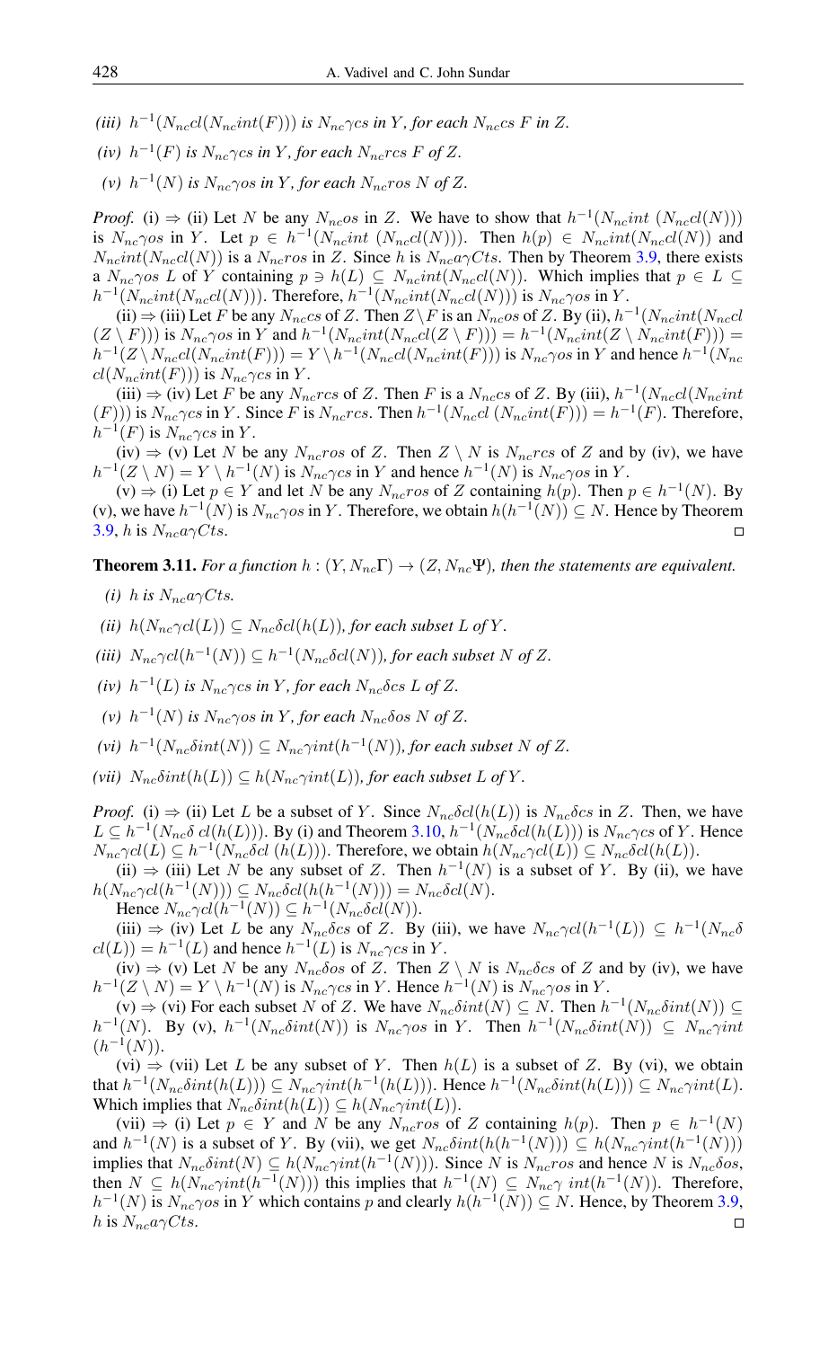*(iii)* $h^{-1}(N_{nc}cl(N_{nc}int(F)))$ *is* $N_{nc}\gamma cs$ *in* $Y$*, for each* $N_{nc}cs$ $F$ *in* $Z$*.*

*(iv)* $h^{-1}(F)$ *is* $N_{nc}\gamma cs$ *in* $Y$*, for each* $N_{nc}rcs$ $F$ *of* $Z$*.*

*(v)* $h^{-1}(N)$ *is* $N_{nc}\gamma os$ *in* $Y$*, for each* $N_{nc}ros$ $N$ *of* $Z$*.*

*Proof.* (i) $\Rightarrow$ (ii) Let $N$ be any $N_{nc}os$ in $Z$. We have to show that $h^{-1}(N_{nc}int\,(N_{nc}cl(N)))$ is $N_{nc}\gamma os$ in $Y$. Let $p \in h^{-1}(N_{nc}int\,(N_{nc}cl(N)))$. Then $h(p) \in N_{nc}int(N_{nc}cl(N))$ and $N_{nc}int(N_{nc}cl(N))$ is a $N_{nc}ros$ in $Z$. Since $h$ is $N_{nc}a\gamma Cts$. Then by Theorem 3.9, there exists a $N_{nc}\gamma os$ $L$ of $Y$ containing $p \ni h(L) \subseteq N_{nc}int(N_{nc}cl(N))$. Which implies that $p \in L \subseteq h^{-1}(N_{nc}int(N_{nc}cl(N)))$. Therefore, $h^{-1}(N_{nc}int(N_{nc}cl(N)))$ is $N_{nc}\gamma os$ in $Y$.

(ii) $\Rightarrow$ (iii) Let $F$ be any $N_{nc}cs$ of $Z$. Then $Z \setminus F$ is an $N_{nc}os$ of $Z$. By (ii), $h^{-1}(N_{nc}int(N_{nc}cl(Z \setminus F)))$ is $N_{nc}\gamma os$ in $Y$ and $h^{-1}(N_{nc}int(N_{nc}cl(Z \setminus F))) = h^{-1}(N_{nc}int(Z \setminus N_{nc}int(F))) = h^{-1}(Z \setminus N_{nc}cl(N_{nc}int(F))) = Y \setminus h^{-1}(N_{nc}cl(N_{nc}int(F)))$ is $N_{nc}\gamma os$ in $Y$ and hence $h^{-1}(N_{nc}cl(N_{nc}int(F)))$ is $N_{nc}\gamma cs$ in $Y$.

(iii) $\Rightarrow$ (iv) Let $F$ be any $N_{nc}rcs$ of $Z$. Then $F$ is a $N_{nc}cs$ of $Z$. By (iii), $h^{-1}(N_{nc}cl(N_{nc}int(F)))$ is $N_{nc}\gamma cs$ in $Y$. Since $F$ is $N_{nc}rcs$. Then $h^{-1}(N_{nc}cl\,(N_{nc}int(F))) = h^{-1}(F)$. Therefore, $h^{-1}(F)$ is $N_{nc}\gamma cs$ in $Y$.

(iv) $\Rightarrow$ (v) Let $N$ be any $N_{nc}ros$ of $Z$. Then $Z \setminus N$ is $N_{nc}rcs$ of $Z$ and by (iv), we have $h^{-1}(Z \setminus N) = Y \setminus h^{-1}(N)$ is $N_{nc}\gamma cs$ in $Y$ and hence $h^{-1}(N)$ is $N_{nc}\gamma os$ in $Y$.

(v) $\Rightarrow$ (i) Let $p \in Y$ and let $N$ be any $N_{nc}ros$ of $Z$ containing $h(p)$. Then $p \in h^{-1}(N)$. By (v), we have $h^{-1}(N)$ is $N_{nc}\gamma os$ in $Y$. Therefore, we obtain $h(h^{-1}(N)) \subseteq N$. Hence by Theorem 3.9, $h$ is $N_{nc}a\gamma Cts$. $\square$

**Theorem 3.11.** *For a function* $h : (Y, N_{nc}\Gamma) \to (Z, N_{nc}\Psi)$*, then the statements are equivalent.*

*(i)* $h$ *is* $N_{nc}a\gamma Cts$*.*

*(ii)* $h(N_{nc}\gamma cl(L)) \subseteq N_{nc}\delta cl(h(L))$*, for each subset* $L$ *of* $Y$*.*

*(iii)* $N_{nc}\gamma cl(h^{-1}(N)) \subseteq h^{-1}(N_{nc}\delta cl(N))$*, for each subset* $N$ *of* $Z$*.*

*(iv)* $h^{-1}(L)$ *is* $N_{nc}\gamma cs$ *in* $Y$*, for each* $N_{nc}\delta cs$ $L$ *of* $Z$*.*

*(v)* $h^{-1}(N)$ *is* $N_{nc}\gamma os$ *in* $Y$*, for each* $N_{nc}\delta os$ $N$ *of* $Z$*.*

*(vi)* $h^{-1}(N_{nc}\delta int(N)) \subseteq N_{nc}\gamma int(h^{-1}(N))$*, for each subset* $N$ *of* $Z$*.*

*(vii)* $N_{nc}\delta int(h(L)) \subseteq h(N_{nc}\gamma int(L))$*, for each subset* $L$ *of* $Y$*.*

*Proof.* (i) $\Rightarrow$ (ii) Let $L$ be a subset of $Y$. Since $N_{nc}\delta cl(h(L))$ is $N_{nc}\delta cs$ in $Z$. Then, we have $L \subseteq h^{-1}(N_{nc}\delta\, cl(h(L)))$. By (i) and Theorem 3.10, $h^{-1}(N_{nc}\delta cl(h(L)))$ is $N_{nc}\gamma cs$ of $Y$. Hence $N_{nc}\gamma cl(L) \subseteq h^{-1}(N_{nc}\delta cl\,(h(L)))$. Therefore, we obtain $h(N_{nc}\gamma cl(L)) \subseteq N_{nc}\delta cl(h(L))$.

(ii) $\Rightarrow$ (iii) Let $N$ be any subset of $Z$. Then $h^{-1}(N)$ is a subset of $Y$. By (ii), we have $h(N_{nc}\gamma cl(h^{-1}(N))) \subseteq N_{nc}\delta cl(h(h^{-1}(N))) = N_{nc}\delta cl(N)$.

Hence $N_{nc}\gamma cl(h^{-1}(N)) \subseteq h^{-1}(N_{nc}\delta cl(N))$.

(iii) $\Rightarrow$ (iv) Let $L$ be any $N_{nc}\delta cs$ of $Z$. By (iii), we have $N_{nc}\gamma cl(h^{-1}(L)) \subseteq h^{-1}(N_{nc}\delta\, cl(L)) = h^{-1}(L)$ and hence $h^{-1}(L)$ is $N_{nc}\gamma cs$ in $Y$.

(iv) $\Rightarrow$ (v) Let $N$ be any $N_{nc}\delta os$ of $Z$. Then $Z \setminus N$ is $N_{nc}\delta cs$ of $Z$ and by (iv), we have $h^{-1}(Z \setminus N) = Y \setminus h^{-1}(N)$ is $N_{nc}\gamma cs$ in $Y$. Hence $h^{-1}(N)$ is $N_{nc}\gamma os$ in $Y$.

(v) $\Rightarrow$ (vi) For each subset $N$ of $Z$. We have $N_{nc}\delta int(N) \subseteq N$. Then $h^{-1}(N_{nc}\delta int(N)) \subseteq h^{-1}(N)$. By (v), $h^{-1}(N_{nc}\delta int(N))$ is $N_{nc}\gamma os$ in $Y$. Then $h^{-1}(N_{nc}\delta int(N)) \subseteq N_{nc}\gamma int\,(h^{-1}(N))$.

(vi) $\Rightarrow$ (vii) Let $L$ be any subset of $Y$. Then $h(L)$ is a subset of $Z$. By (vi), we obtain that $h^{-1}(N_{nc}\delta int(h(L))) \subseteq N_{nc}\gamma int(h^{-1}(h(L)))$. Hence $h^{-1}(N_{nc}\delta int(h(L))) \subseteq N_{nc}\gamma int(L)$. Which implies that $N_{nc}\delta int(h(L)) \subseteq h(N_{nc}\gamma int(L))$.

(vii) $\Rightarrow$ (i) Let $p \in Y$ and $N$ be any $N_{nc}ros$ of $Z$ containing $h(p)$. Then $p \in h^{-1}(N)$ and $h^{-1}(N)$ is a subset of $Y$. By (vii), we get $N_{nc}\delta int(h(h^{-1}(N))) \subseteq h(N_{nc}\gamma int(h^{-1}(N)))$ implies that $N_{nc}\delta int(N) \subseteq h(N_{nc}\gamma int(h^{-1}(N)))$. Since $N$ is $N_{nc}ros$ and hence $N$ is $N_{nc}\delta os$, then $N \subseteq h(N_{nc}\gamma int(h^{-1}(N)))$ this implies that $h^{-1}(N) \subseteq N_{nc}\gamma\ int(h^{-1}(N))$. Therefore, $h^{-1}(N)$ is $N_{nc}\gamma os$ in $Y$ which contains $p$ and clearly $h(h^{-1}(N)) \subseteq N$. Hence, by Theorem 3.9, $h$ is $N_{nc}a\gamma Cts$. $\square$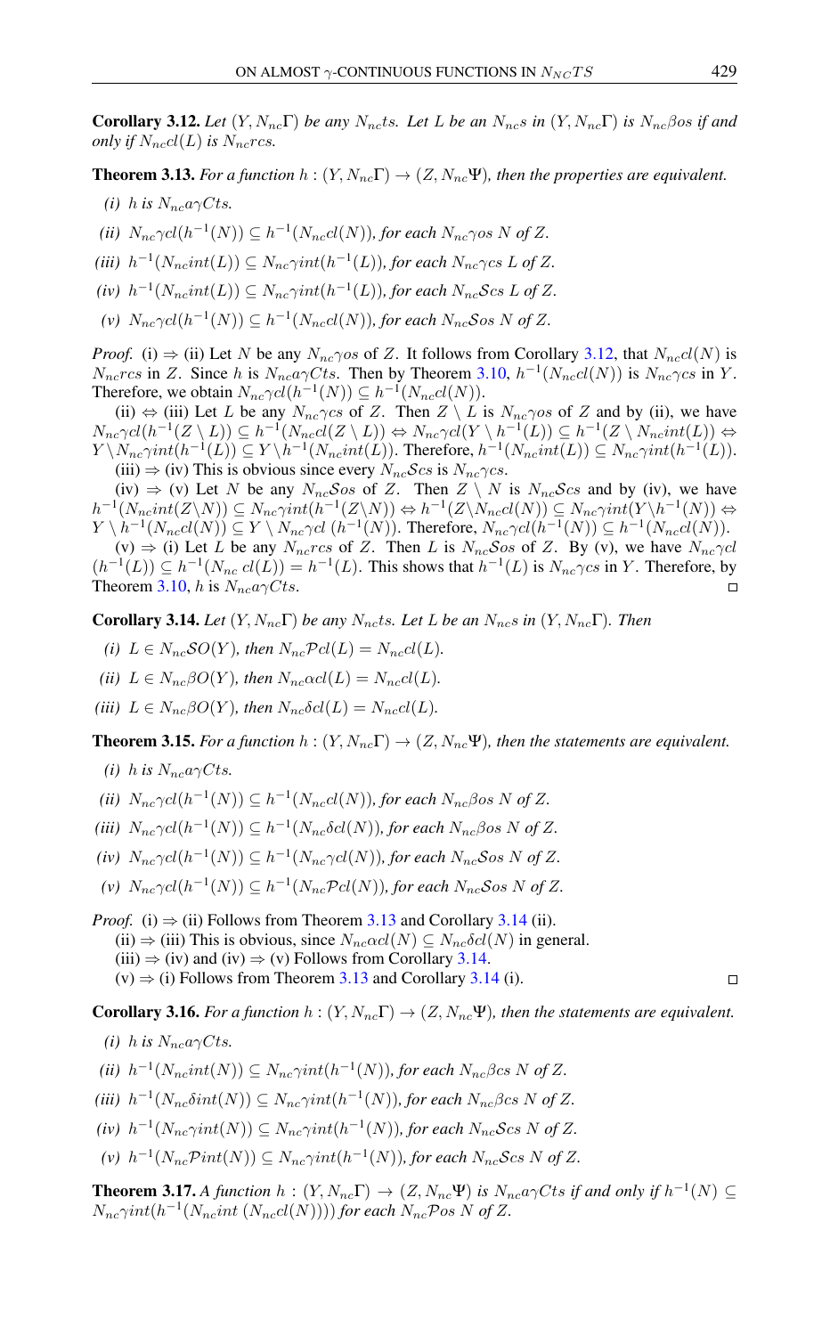**Corollary 3.12.** *Let $(Y, N_{nc}\Gamma)$ be any $N_{nc}ts$. Let $L$ be an $N_{nc}s$ in $(Y, N_{nc}\Gamma)$ is $N_{nc}\beta os$ if and only if $N_{nc}cl(L)$ is $N_{nc}rcs$.*

**Theorem 3.13.** *For a function $h : (Y, N_{nc}\Gamma) \to (Z, N_{nc}\Psi)$, then the properties are equivalent.*

*(i) $h$ is $N_{nc}a\gamma Cts$.*

*(ii) $N_{nc}\gamma cl(h^{-1}(N)) \subseteq h^{-1}(N_{nc}cl(N))$, for each $N_{nc}\gamma os$ $N$ of $Z$.*

*(iii) $h^{-1}(N_{nc}int(L)) \subseteq N_{nc}\gamma int(h^{-1}(L))$, for each $N_{nc}\gamma cs$ $L$ of $Z$.*

*(iv) $h^{-1}(N_{nc}int(L)) \subseteq N_{nc}\gamma int(h^{-1}(L))$, for each $N_{nc}\mathcal{S}cs$ $L$ of $Z$.*

*(v) $N_{nc}\gamma cl(h^{-1}(N)) \subseteq h^{-1}(N_{nc}cl(N))$, for each $N_{nc}\mathcal{S}os$ $N$ of $Z$.*

*Proof.* (i) $\Rightarrow$ (ii) Let $N$ be any $N_{nc}\gamma os$ of $Z$. It follows from Corollary 3.12, that $N_{nc}cl(N)$ is $N_{nc}rcs$ in $Z$. Since $h$ is $N_{nc}a\gamma Cts$. Then by Theorem 3.10, $h^{-1}(N_{nc}cl(N))$ is $N_{nc}\gamma cs$ in $Y$. Therefore, we obtain $N_{nc}\gamma cl(h^{-1}(N)) \subseteq h^{-1}(N_{nc}cl(N))$.

(ii) $\Leftrightarrow$ (iii) Let $L$ be any $N_{nc}\gamma cs$ of $Z$. Then $Z \setminus L$ is $N_{nc}\gamma os$ of $Z$ and by (ii), we have $N_{nc}\gamma cl(h^{-1}(Z \setminus L)) \subseteq h^{-1}(N_{nc}cl(Z \setminus L)) \Leftrightarrow N_{nc}\gamma cl(Y \setminus h^{-1}(L)) \subseteq h^{-1}(Z \setminus N_{nc}int(L)) \Leftrightarrow Y \setminus N_{nc}\gamma int(h^{-1}(L)) \subseteq Y \setminus h^{-1}(N_{nc}int(L))$. Therefore, $h^{-1}(N_{nc}int(L)) \subseteq N_{nc}\gamma int(h^{-1}(L))$.

(iii) $\Rightarrow$ (iv) This is obvious since every $N_{nc}\mathcal{S}cs$ is $N_{nc}\gamma cs$.

(iv) $\Rightarrow$ (v) Let $N$ be any $N_{nc}\mathcal{S}os$ of $Z$. Then $Z \setminus N$ is $N_{nc}\mathcal{S}cs$ and by (iv), we have $h^{-1}(N_{nc}int(Z\setminus N)) \subseteq N_{nc}\gamma int(h^{-1}(Z\setminus N)) \Leftrightarrow h^{-1}(Z\setminus N_{nc}cl(N)) \subseteq N_{nc}\gamma int(Y\setminus h^{-1}(N)) \Leftrightarrow Y \setminus h^{-1}(N_{nc}cl(N)) \subseteq Y \setminus N_{nc}\gamma cl\ (h^{-1}(N))$. Therefore, $N_{nc}\gamma cl(h^{-1}(N)) \subseteq h^{-1}(N_{nc}cl(N))$.

(v) $\Rightarrow$ (i) Let $L$ be any $N_{nc}rcs$ of $Z$. Then $L$ is $N_{nc}\mathcal{S}os$ of $Z$. By (v), we have $N_{nc}\gamma cl\ (h^{-1}(L)) \subseteq h^{-1}(N_{nc}\ cl(L)) = h^{-1}(L)$. This shows that $h^{-1}(L)$ is $N_{nc}\gamma cs$ in $Y$. Therefore, by Theorem 3.10, $h$ is $N_{nc}a\gamma Cts$. $\square$

**Corollary 3.14.** *Let $(Y, N_{nc}\Gamma)$ be any $N_{nc}ts$. Let $L$ be an $N_{nc}s$ in $(Y, N_{nc}\Gamma)$. Then*

*(i) $L \in N_{nc}\mathcal{S}O(Y)$, then $N_{nc}\mathcal{P}cl(L) = N_{nc}cl(L)$.*

*(ii) $L \in N_{nc}\beta O(Y)$, then $N_{nc}\alpha cl(L) = N_{nc}cl(L)$.*

*(iii) $L \in N_{nc}\beta O(Y)$, then $N_{nc}\delta cl(L) = N_{nc}cl(L)$.*

**Theorem 3.15.** *For a function $h : (Y, N_{nc}\Gamma) \to (Z, N_{nc}\Psi)$, then the statements are equivalent.*

*(i) $h$ is $N_{nc}a\gamma Cts$.*

*(ii) $N_{nc}\gamma cl(h^{-1}(N)) \subseteq h^{-1}(N_{nc}cl(N))$, for each $N_{nc}\beta os$ $N$ of $Z$.*

*(iii) $N_{nc}\gamma cl(h^{-1}(N)) \subseteq h^{-1}(N_{nc}\delta cl(N))$, for each $N_{nc}\beta os$ $N$ of $Z$.*

*(iv) $N_{nc}\gamma cl(h^{-1}(N)) \subseteq h^{-1}(N_{nc}\gamma cl(N))$, for each $N_{nc}\mathcal{S}os$ $N$ of $Z$.*

*(v) $N_{nc}\gamma cl(h^{-1}(N)) \subseteq h^{-1}(N_{nc}\mathcal{P}cl(N))$, for each $N_{nc}\mathcal{S}os$ $N$ of $Z$.*

*Proof.* (i) $\Rightarrow$ (ii) Follows from Theorem 3.13 and Corollary 3.14 (ii).

(ii) $\Rightarrow$ (iii) This is obvious, since $N_{nc}\alpha cl(N) \subseteq N_{nc}\delta cl(N)$ in general.

(iii) $\Rightarrow$ (iv) and (iv) $\Rightarrow$ (v) Follows from Corollary 3.14.

(v) $\Rightarrow$ (i) Follows from Theorem 3.13 and Corollary 3.14 (i). $\square$

**Corollary 3.16.** *For a function $h : (Y, N_{nc}\Gamma) \to (Z, N_{nc}\Psi)$, then the statements are equivalent.*

*(i) $h$ is $N_{nc}a\gamma Cts$.*

*(ii) $h^{-1}(N_{nc}int(N)) \subseteq N_{nc}\gamma int(h^{-1}(N))$, for each $N_{nc}\beta cs$ $N$ of $Z$.*

*(iii) $h^{-1}(N_{nc}\delta int(N)) \subseteq N_{nc}\gamma int(h^{-1}(N))$, for each $N_{nc}\beta cs$ $N$ of $Z$.*

*(iv) $h^{-1}(N_{nc}\gamma int(N)) \subseteq N_{nc}\gamma int(h^{-1}(N))$, for each $N_{nc}\mathcal{S}cs$ $N$ of $Z$.*

*(v) $h^{-1}(N_{nc}\mathcal{P}int(N)) \subseteq N_{nc}\gamma int(h^{-1}(N))$, for each $N_{nc}\mathcal{S}cs$ $N$ of $Z$.*

**Theorem 3.17.** *A function $h : (Y, N_{nc}\Gamma) \to (Z, N_{nc}\Psi)$ is $N_{nc}a\gamma Cts$ if and only if $h^{-1}(N) \subseteq N_{nc}\gamma int(h^{-1}(N_{nc}int\ (N_{nc}cl(N))))$ for each $N_{nc}\mathcal{P}os$ $N$ of $Z$.*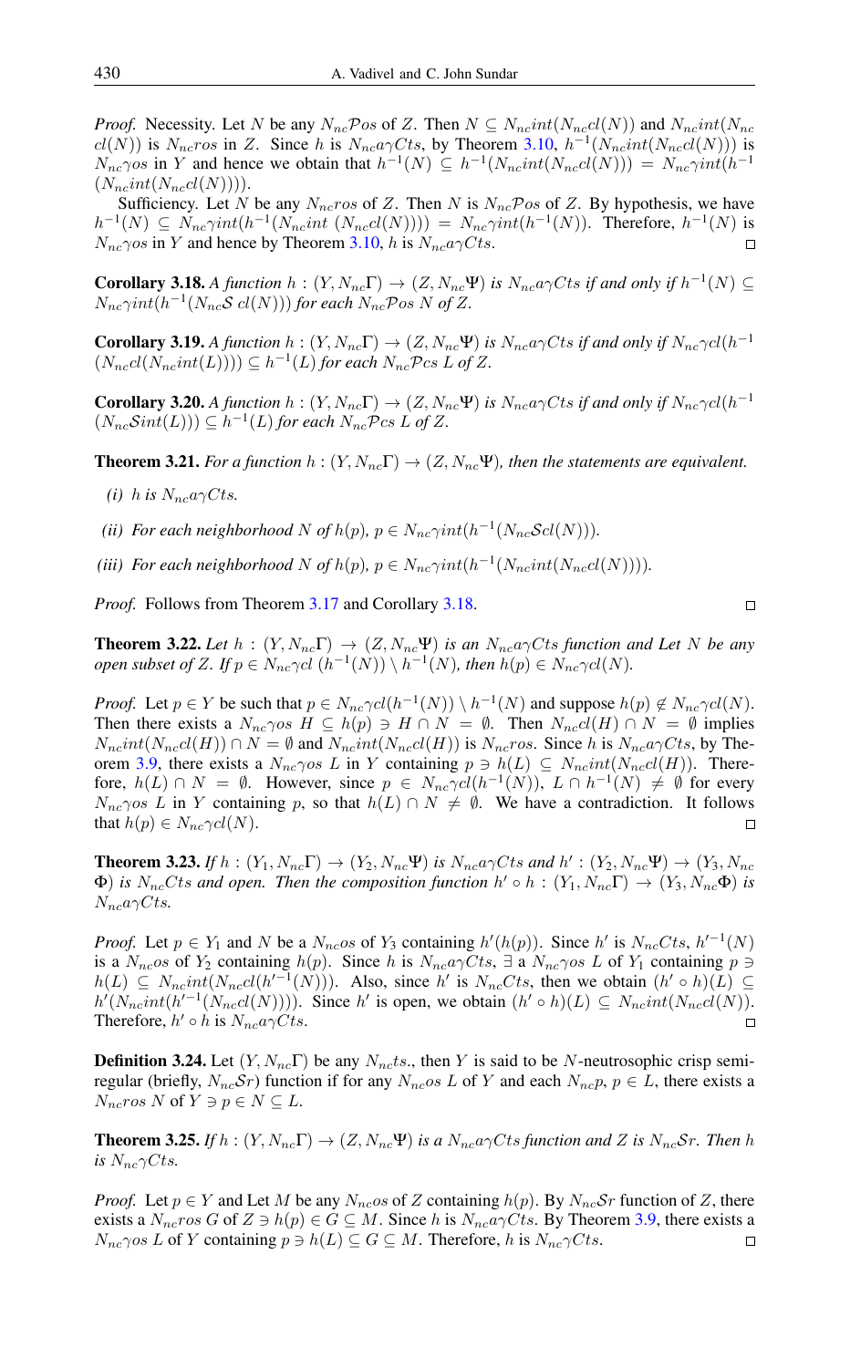*Proof.* Necessity. Let $N$ be any $N_{nc}\mathcal{P}os$ of $Z$. Then $N \subseteq N_{nc}int(N_{nc}cl(N))$ and $N_{nc}int(N_{nc}cl(N))$ is $N_{nc}ros$ in $Z$. Since $h$ is $N_{nc}a\gamma Cts$, by Theorem 3.10, $h^{-1}(N_{nc}int(N_{nc}cl(N)))$ is $N_{nc}\gamma os$ in $Y$ and hence we obtain that $h^{-1}(N) \subseteq h^{-1}(N_{nc}int(N_{nc}cl(N))) = N_{nc}\gamma int(h^{-1}(N_{nc}int(N_{nc}cl(N))))$.

Sufficiency. Let $N$ be any $N_{nc}ros$ of $Z$. Then $N$ is $N_{nc}\mathcal{P}os$ of $Z$. By hypothesis, we have $h^{-1}(N) \subseteq N_{nc}\gamma int(h^{-1}(N_{nc}int\ (N_{nc}cl(N)))) = N_{nc}\gamma int(h^{-1}(N))$. Therefore, $h^{-1}(N)$ is $N_{nc}\gamma os$ in $Y$ and hence by Theorem 3.10, $h$ is $N_{nc}a\gamma Cts$. □

**Corollary 3.18.** *A function $h : (Y, N_{nc}\Gamma) \to (Z, N_{nc}\Psi)$ is $N_{nc}a\gamma Cts$ if and only if $h^{-1}(N) \subseteq N_{nc}\gamma int(h^{-1}(N_{nc}\mathcal{S}\ cl(N)))$ for each $N_{nc}\mathcal{P}os$ $N$ of $Z$.*

**Corollary 3.19.** *A function $h : (Y, N_{nc}\Gamma) \to (Z, N_{nc}\Psi)$ is $N_{nc}a\gamma Cts$ if and only if $N_{nc}\gamma cl(h^{-1}(N_{nc}cl(N_{nc}int(L)))) \subseteq h^{-1}(L)$ for each $N_{nc}\mathcal{P}cs$ $L$ of $Z$.*

**Corollary 3.20.** *A function $h : (Y, N_{nc}\Gamma) \to (Z, N_{nc}\Psi)$ is $N_{nc}a\gamma Cts$ if and only if $N_{nc}\gamma cl(h^{-1}(N_{nc}\mathcal{S}int(L))) \subseteq h^{-1}(L)$ for each $N_{nc}\mathcal{P}cs$ $L$ of $Z$.*

**Theorem 3.21.** *For a function $h : (Y, N_{nc}\Gamma) \to (Z, N_{nc}\Psi)$, then the statements are equivalent.*

*(i) $h$ is $N_{nc}a\gamma Cts$.*

*(ii) For each neighborhood $N$ of $h(p)$, $p \in N_{nc}\gamma int(h^{-1}(N_{nc}\mathcal{S}cl(N)))$.*

*(iii) For each neighborhood $N$ of $h(p)$, $p \in N_{nc}\gamma int(h^{-1}(N_{nc}int(N_{nc}cl(N))))$.*

*Proof.* Follows from Theorem 3.17 and Corollary 3.18. □

**Theorem 3.22.** *Let $h : (Y, N_{nc}\Gamma) \to (Z, N_{nc}\Psi)$ is an $N_{nc}a\gamma Cts$ function and Let $N$ be any open subset of $Z$. If $p \in N_{nc}\gamma cl\ (h^{-1}(N)) \setminus h^{-1}(N)$, then $h(p) \in N_{nc}\gamma cl(N)$.*

*Proof.* Let $p \in Y$ be such that $p \in N_{nc}\gamma cl(h^{-1}(N)) \setminus h^{-1}(N)$ and suppose $h(p) \notin N_{nc}\gamma cl(N)$. Then there exists a $N_{nc}\gamma os$ $H \subseteq h(p) \ni H \cap N = \emptyset$. Then $N_{nc}cl(H) \cap N = \emptyset$ implies $N_{nc}int(N_{nc}cl(H)) \cap N = \emptyset$ and $N_{nc}int(N_{nc}cl(H))$ is $N_{nc}ros$. Since $h$ is $N_{nc}a\gamma Cts$, by Theorem 3.9, there exists a $N_{nc}\gamma os$ $L$ in $Y$ containing $p \ni h(L) \subseteq N_{nc}int(N_{nc}cl(H))$. Therefore, $h(L) \cap N = \emptyset$. However, since $p \in N_{nc}\gamma cl(h^{-1}(N))$, $L \cap h^{-1}(N) \neq \emptyset$ for every $N_{nc}\gamma os$ $L$ in $Y$ containing $p$, so that $h(L) \cap N \neq \emptyset$. We have a contradiction. It follows that $h(p) \in N_{nc}\gamma cl(N)$. □

**Theorem 3.23.** *If $h : (Y_1, N_{nc}\Gamma) \to (Y_2, N_{nc}\Psi)$ is $N_{nc}a\gamma Cts$ and $h' : (Y_2, N_{nc}\Psi) \to (Y_3, N_{nc}\Phi)$ is $N_{nc}Cts$ and open. Then the composition function $h' \circ h : (Y_1, N_{nc}\Gamma) \to (Y_3, N_{nc}\Phi)$ is $N_{nc}a\gamma Cts$.*

*Proof.* Let $p \in Y_1$ and $N$ be a $N_{nc}os$ of $Y_3$ containing $h'(h(p))$. Since $h'$ is $N_{nc}Cts$, $h'^{-1}(N)$ is a $N_{nc}os$ of $Y_2$ containing $h(p)$. Since $h$ is $N_{nc}a\gamma Cts$, $\exists$ a $N_{nc}\gamma os$ $L$ of $Y_1$ containing $p \ni h(L) \subseteq N_{nc}int(N_{nc}cl(h'^{-1}(N)))$. Also, since $h'$ is $N_{nc}Cts$, then we obtain $(h' \circ h)(L) \subseteq h'(N_{nc}int(h'^{-1}(N_{nc}cl(N))))$. Since $h'$ is open, we obtain $(h' \circ h)(L) \subseteq N_{nc}int(N_{nc}cl(N))$. Therefore, $h' \circ h$ is $N_{nc}a\gamma Cts$. □

**Definition 3.24.** Let $(Y, N_{nc}\Gamma)$ be any $N_{nc}ts.$, then $Y$ is said to be $N$-neutrosophic crisp semi-regular (briefly, $N_{nc}\mathcal{S}r$) function if for any $N_{nc}os$ $L$ of $Y$ and each $N_{nc}p$, $p \in L$, there exists a $N_{nc}ros$ $N$ of $Y \ni p \in N \subseteq L$.

**Theorem 3.25.** *If $h : (Y, N_{nc}\Gamma) \to (Z, N_{nc}\Psi)$ is a $N_{nc}a\gamma Cts$ function and $Z$ is $N_{nc}\mathcal{S}r$. Then $h$ is $N_{nc}\gamma Cts$.*

*Proof.* Let $p \in Y$ and Let $M$ be any $N_{nc}os$ of $Z$ containing $h(p)$. By $N_{nc}\mathcal{S}r$ function of $Z$, there exists a $N_{nc}ros$ $G$ of $Z \ni h(p) \in G \subseteq M$. Since $h$ is $N_{nc}a\gamma Cts$. By Theorem 3.9, there exists a $N_{nc}\gamma os$ $L$ of $Y$ containing $p \ni h(L) \subseteq G \subseteq M$. Therefore, $h$ is $N_{nc}\gamma Cts$. □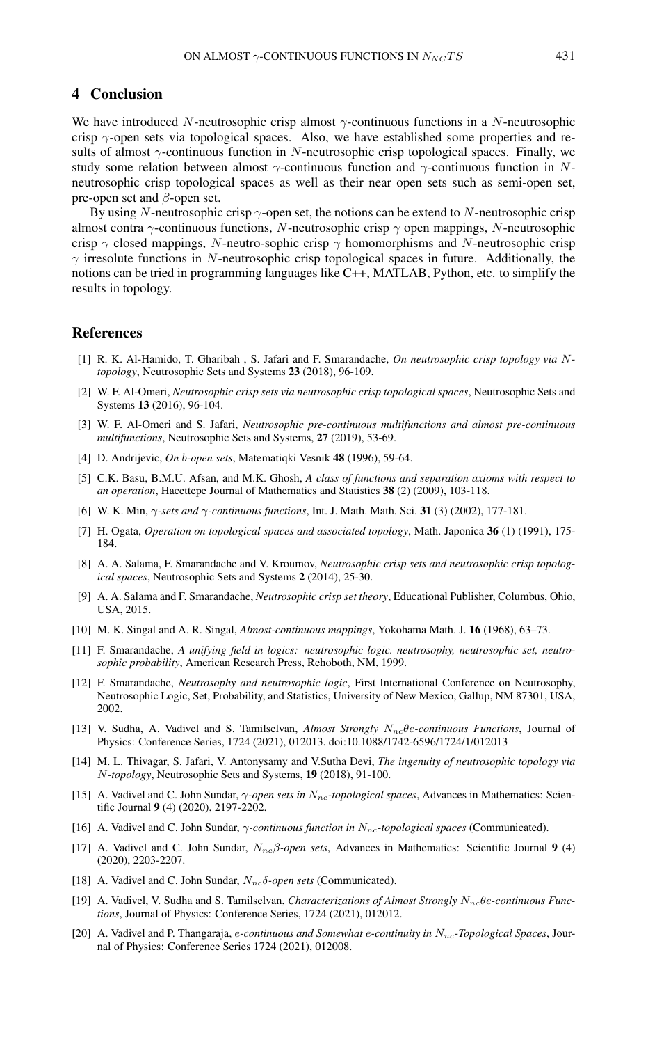## 4 Conclusion

We have introduced $N$-neutrosophic crisp almost $\gamma$-continuous functions in a $N$-neutrosophic crisp $\gamma$-open sets via topological spaces. Also, we have established some properties and results of almost $\gamma$-continuous function in $N$-neutrosophic crisp topological spaces. Finally, we study some relation between almost $\gamma$-continuous function and $\gamma$-continuous function in $N$-neutrosophic crisp topological spaces as well as their near open sets such as semi-open set, pre-open set and $\beta$-open set.

By using $N$-neutrosophic crisp $\gamma$-open set, the notions can be extend to $N$-neutrosophic crisp almost contra $\gamma$-continuous functions, $N$-neutrosophic crisp $\gamma$ open mappings, $N$-neutrosophic crisp $\gamma$ closed mappings, $N$-neutro-sophic crisp $\gamma$ homomorphisms and $N$-neutrosophic crisp $\gamma$ irresolute functions in $N$-neutrosophic crisp topological spaces in future. Additionally, the notions can be tried in programming languages like C++, MATLAB, Python, etc. to simplify the results in topology.

## References

[1] R. K. Al-Hamido, T. Gharibah , S. Jafari and F. Smarandache, *On neutrosophic crisp topology via $N$-topology*, Neutrosophic Sets and Systems **23** (2018), 96-109.

[2] W. F. Al-Omeri, *Neutrosophic crisp sets via neutrosophic crisp topological spaces*, Neutrosophic Sets and Systems **13** (2016), 96-104.

[3] W. F. Al-Omeri and S. Jafari, *Neutrosophic pre-continuous multifunctions and almost pre-continuous multifunctions*, Neutrosophic Sets and Systems, **27** (2019), 53-69.

[4] D. Andrijevic, *On b-open sets*, Matematiqki Vesnik **48** (1996), 59-64.

[5] C.K. Basu, B.M.U. Afsan, and M.K. Ghosh, *A class of functions and separation axioms with respect to an operation*, Hacettepe Journal of Mathematics and Statistics **38** (2) (2009), 103-118.

[6] W. K. Min, *$\gamma$-sets and $\gamma$-continuous functions*, Int. J. Math. Math. Sci. **31** (3) (2002), 177-181.

[7] H. Ogata, *Operation on topological spaces and associated topology*, Math. Japonica **36** (1) (1991), 175-184.

[8] A. A. Salama, F. Smarandache and V. Kroumov, *Neutrosophic crisp sets and neutrosophic crisp topological spaces*, Neutrosophic Sets and Systems **2** (2014), 25-30.

[9] A. A. Salama and F. Smarandache, *Neutrosophic crisp set theory*, Educational Publisher, Columbus, Ohio, USA, 2015.

[10] M. K. Singal and A. R. Singal, *Almost-continuous mappings*, Yokohama Math. J. **16** (1968), 63–73.

[11] F. Smarandache, *A unifying field in logics: neutrosophic logic. neutrosophy, neutrosophic set, neutrosophic probability*, American Research Press, Rehoboth, NM, 1999.

[12] F. Smarandache, *Neutrosophy and neutrosophic logic*, First International Conference on Neutrosophy, Neutrosophic Logic, Set, Probability, and Statistics, University of New Mexico, Gallup, NM 87301, USA, 2002.

[13] V. Sudha, A. Vadivel and S. Tamilselvan, *Almost Strongly $N_{nc}\theta e$-continuous Functions*, Journal of Physics: Conference Series, 1724 (2021), 012013. doi:10.1088/1742-6596/1724/1/012013

[14] M. L. Thivagar, S. Jafari, V. Antonysamy and V.Sutha Devi, *The ingenuity of neutrosophic topology via $N$-topology*, Neutrosophic Sets and Systems, **19** (2018), 91-100.

[15] A. Vadivel and C. John Sundar, *$\gamma$-open sets in $N_{nc}$-topological spaces*, Advances in Mathematics: Scientific Journal **9** (4) (2020), 2197-2202.

[16] A. Vadivel and C. John Sundar, *$\gamma$-continuous function in $N_{nc}$-topological spaces* (Communicated).

[17] A. Vadivel and C. John Sundar, *$N_{nc}\beta$-open sets*, Advances in Mathematics: Scientific Journal **9** (4) (2020), 2203-2207.

[18] A. Vadivel and C. John Sundar, *$N_{nc}\delta$-open sets* (Communicated).

[19] A. Vadivel, V. Sudha and S. Tamilselvan, *Characterizations of Almost Strongly $N_{nc}\theta e$-continuous Functions*, Journal of Physics: Conference Series, 1724 (2021), 012012.

[20] A. Vadivel and P. Thangaraja, *$e$-continuous and Somewhat $e$-continuity in $N_{nc}$-Topological Spaces*, Journal of Physics: Conference Series 1724 (2021), 012008.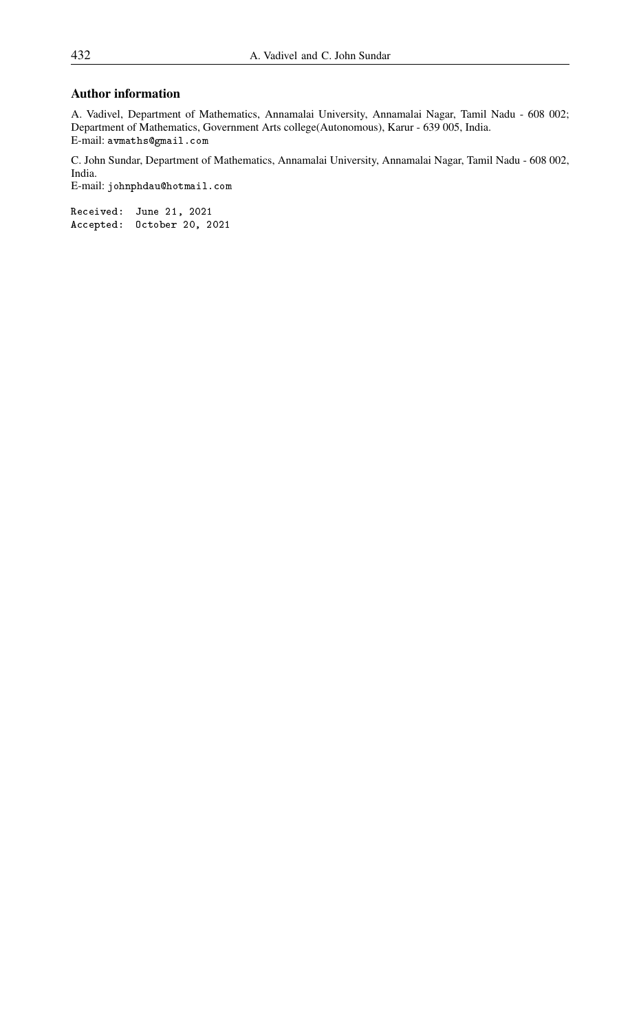## Author information

A. Vadivel, Department of Mathematics, Annamalai University, Annamalai Nagar, Tamil Nadu - 608 002; Department of Mathematics, Government Arts college(Autonomous), Karur - 639 005, India.
E-mail: `avmaths@gmail.com`

C. John Sundar, Department of Mathematics, Annamalai University, Annamalai Nagar, Tamil Nadu - 608 002, India.
E-mail: `johnphdau@hotmail.com`

Received: June 21, 2021
Accepted: October 20, 2021